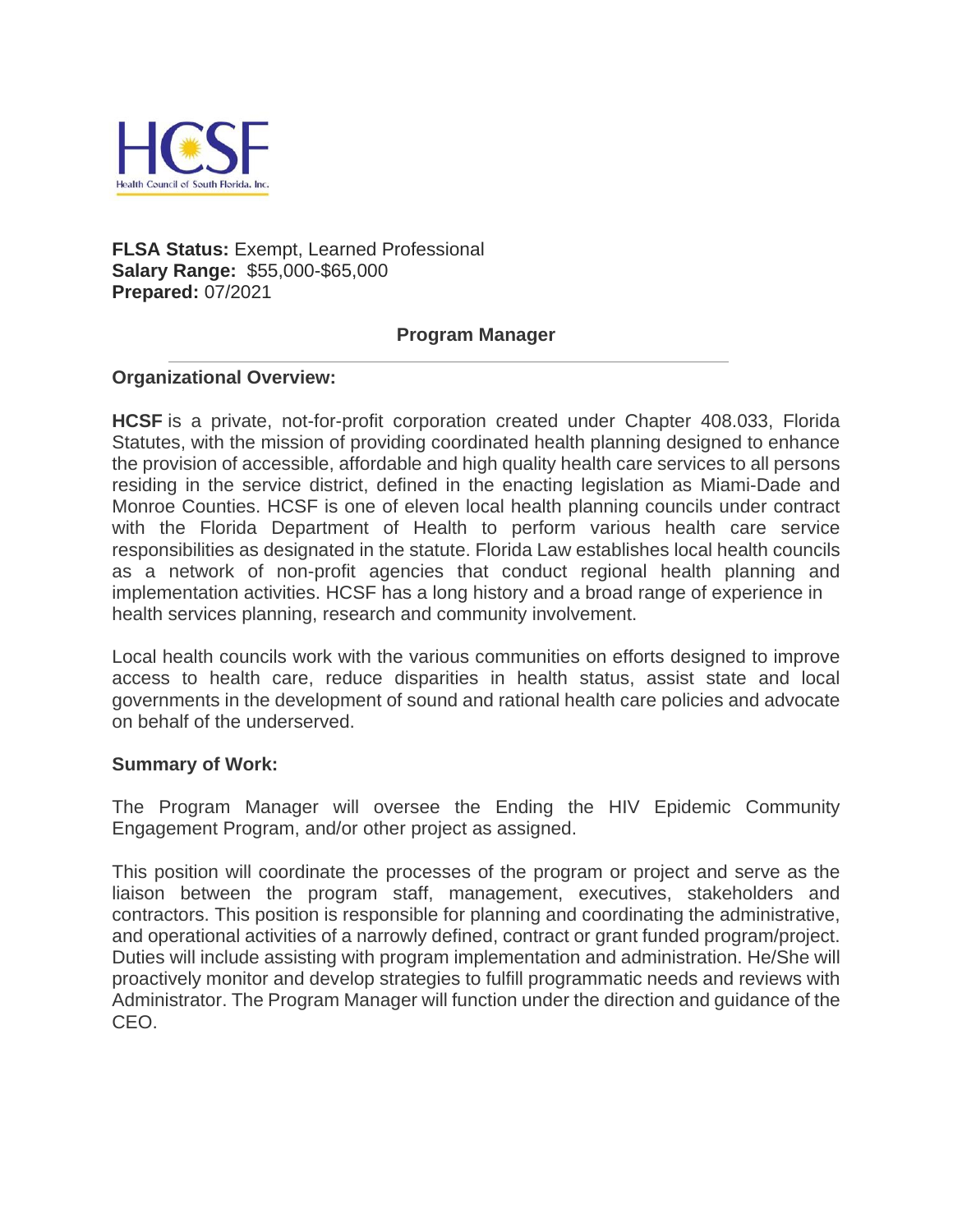HCSF

Health Council of South Florida, Inc.

**FLSA Status:** Exempt, Learned Professional
**Salary Range:** $55,000-$65,000
**Prepared:** 07/2021

## Program Manager

---

### Organizational Overview:

**HCSF** is a private, not-for-profit corporation created under Chapter 408.033, Florida Statutes, with the mission of providing coordinated health planning designed to enhance the provision of accessible, affordable and high quality health care services to all persons residing in the service district, defined in the enacting legislation as Miami-Dade and Monroe Counties. HCSF is one of eleven local health planning councils under contract with the Florida Department of Health to perform various health care service responsibilities as designated in the statute. Florida Law establishes local health councils as a network of non-profit agencies that conduct regional health planning and implementation activities. HCSF has a long history and a broad range of experience in health services planning, research and community involvement.

Local health councils work with the various communities on efforts designed to improve access to health care, reduce disparities in health status, assist state and local governments in the development of sound and rational health care policies and advocate on behalf of the underserved.

### Summary of Work:

The Program Manager will oversee the Ending the HIV Epidemic Community Engagement Program, and/or other project as assigned.

This position will coordinate the processes of the program or project and serve as the liaison between the program staff, management, executives, stakeholders and contractors. This position is responsible for planning and coordinating the administrative, and operational activities of a narrowly defined, contract or grant funded program/project. Duties will include assisting with program implementation and administration. He/She will proactively monitor and develop strategies to fulfill programmatic needs and reviews with Administrator. The Program Manager will function under the direction and guidance of the CEO.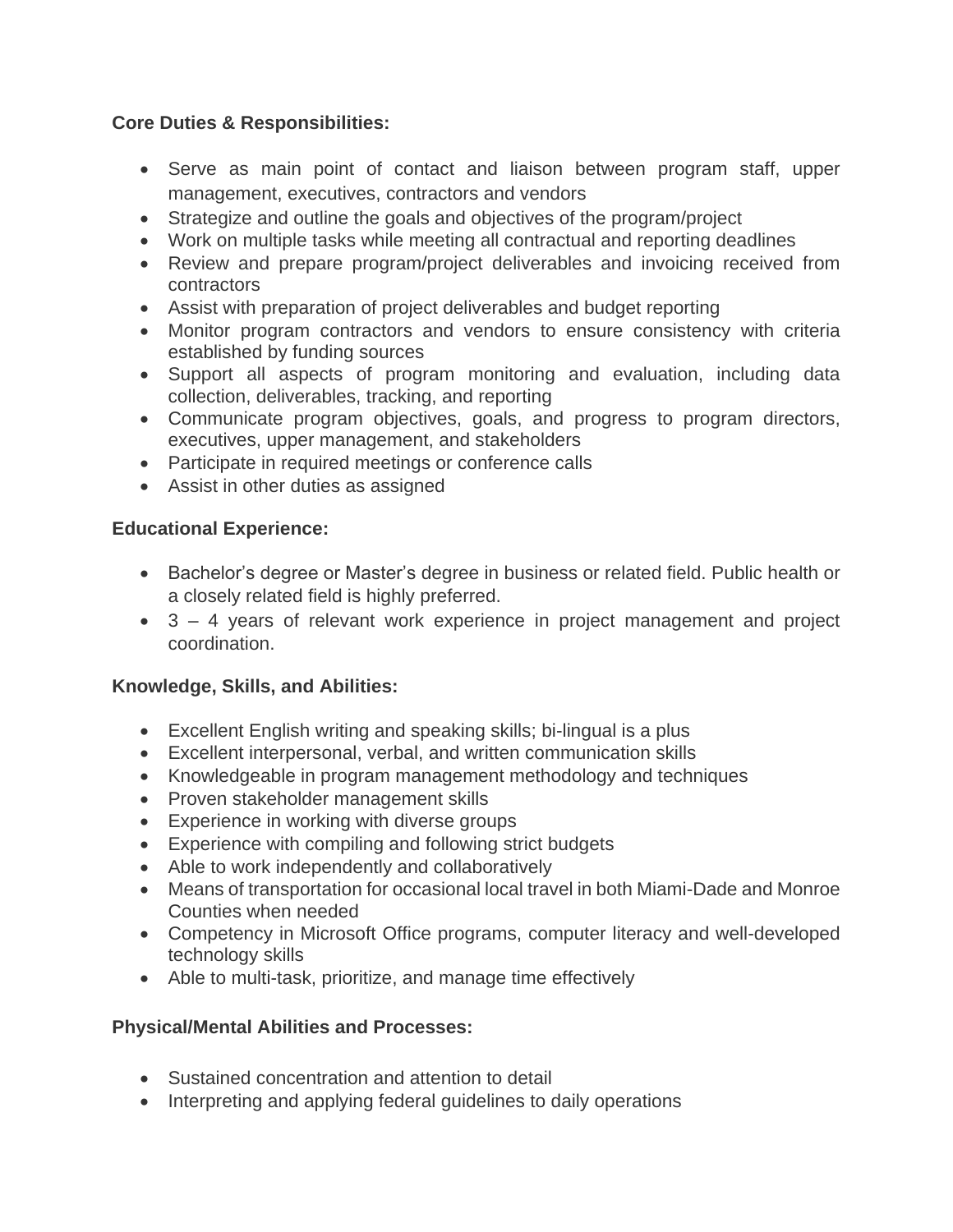**Core Duties & Responsibilities:**

- Serve as main point of contact and liaison between program staff, upper management, executives, contractors and vendors
- Strategize and outline the goals and objectives of the program/project
- Work on multiple tasks while meeting all contractual and reporting deadlines
- Review and prepare program/project deliverables and invoicing received from contractors
- Assist with preparation of project deliverables and budget reporting
- Monitor program contractors and vendors to ensure consistency with criteria established by funding sources
- Support all aspects of program monitoring and evaluation, including data collection, deliverables, tracking, and reporting
- Communicate program objectives, goals, and progress to program directors, executives, upper management, and stakeholders
- Participate in required meetings or conference calls
- Assist in other duties as assigned

**Educational Experience:**

- Bachelor's degree or Master's degree in business or related field. Public health or a closely related field is highly preferred.
- 3 – 4 years of relevant work experience in project management and project coordination.

**Knowledge, Skills, and Abilities:**

- Excellent English writing and speaking skills; bi-lingual is a plus
- Excellent interpersonal, verbal, and written communication skills
- Knowledgeable in program management methodology and techniques
- Proven stakeholder management skills
- Experience in working with diverse groups
- Experience with compiling and following strict budgets
- Able to work independently and collaboratively
- Means of transportation for occasional local travel in both Miami-Dade and Monroe Counties when needed
- Competency in Microsoft Office programs, computer literacy and well-developed technology skills
- Able to multi-task, prioritize, and manage time effectively

**Physical/Mental Abilities and Processes:**

- Sustained concentration and attention to detail
- Interpreting and applying federal guidelines to daily operations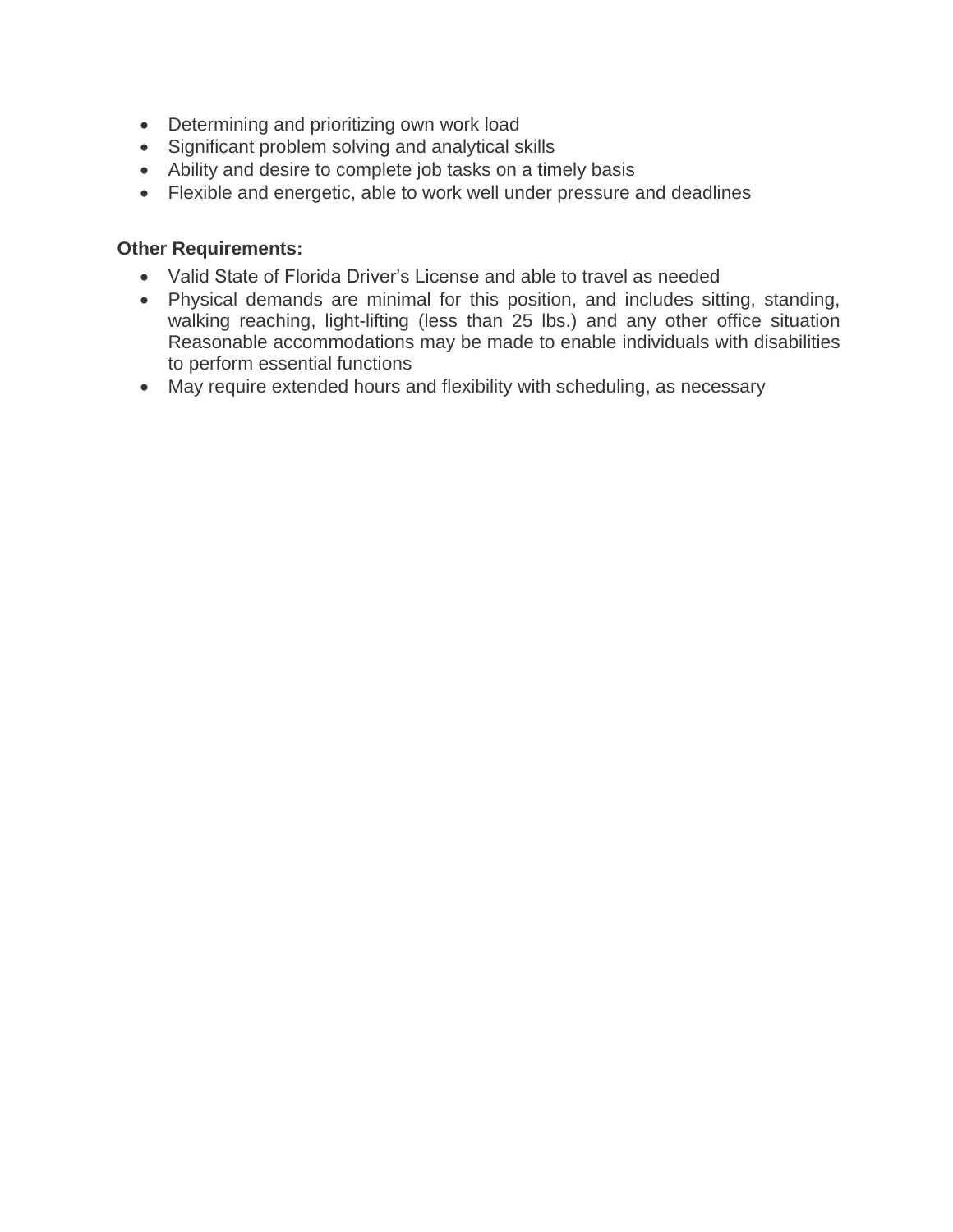- Determining and prioritizing own work load
- Significant problem solving and analytical skills
- Ability and desire to complete job tasks on a timely basis
- Flexible and energetic, able to work well under pressure and deadlines

**Other Requirements:**

- Valid State of Florida Driver's License and able to travel as needed
- Physical demands are minimal for this position, and includes sitting, standing, walking reaching, light-lifting (less than 25 lbs.) and any other office situation Reasonable accommodations may be made to enable individuals with disabilities to perform essential functions
- May require extended hours and flexibility with scheduling, as necessary